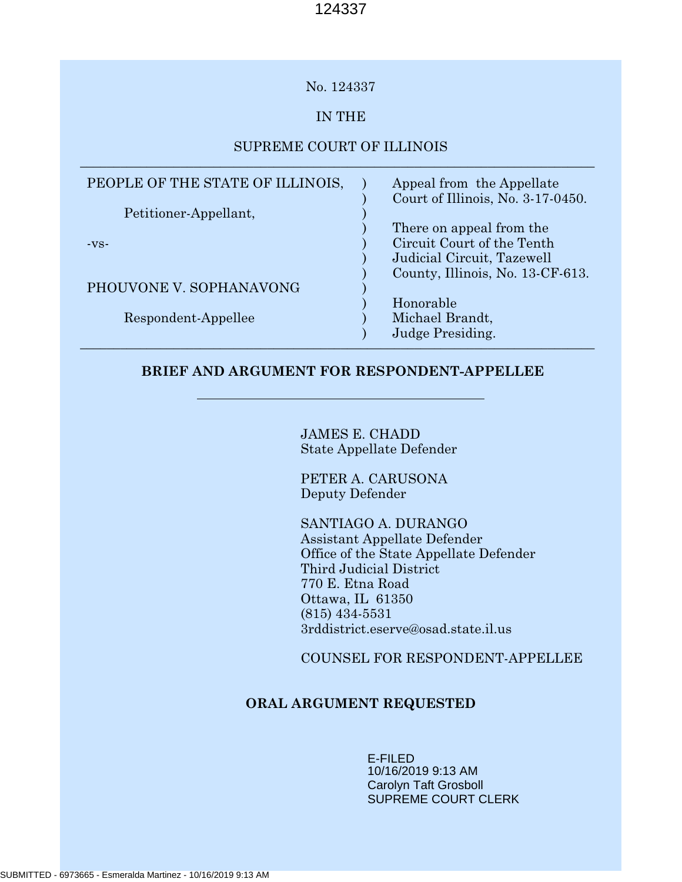No. 124337

IN THE

SUPREME COURT OF ILLINOIS

| | | |
|---|---|---|
| PEOPLE OF THE STATE OF ILLINOIS, | ) | Appeal from the Appellate |
| | ) | Court of Illinois, No. 3-17-0450. |
| Petitioner-Appellant, | ) | |
| | ) | There on appeal from the |
| -vs- | ) | Circuit Court of the Tenth |
| | ) | Judicial Circuit, Tazewell |
| | ) | County, Illinois, No. 13-CF-613. |
| PHOUVONE V. SOPHANAVONG | ) | |
| | ) | Honorable |
| Respondent-Appellee | ) | Michael Brandt, |
| | ) | Judge Presiding. |

**BRIEF AND ARGUMENT FOR RESPONDENT-APPELLEE**

JAMES E. CHADD
State Appellate Defender

PETER A. CARUSONA
Deputy Defender

SANTIAGO A. DURANGO
Assistant Appellate Defender
Office of the State Appellate Defender
Third Judicial District
770 E. Etna Road
Ottawa, IL 61350
(815) 434-5531
3rddistrict.eserve@osad.state.il.us

COUNSEL FOR RESPONDENT-APPELLEE

**ORAL ARGUMENT REQUESTED**

E-FILED
10/16/2019 9:13 AM
Carolyn Taft Grosboll
SUPREME COURT CLERK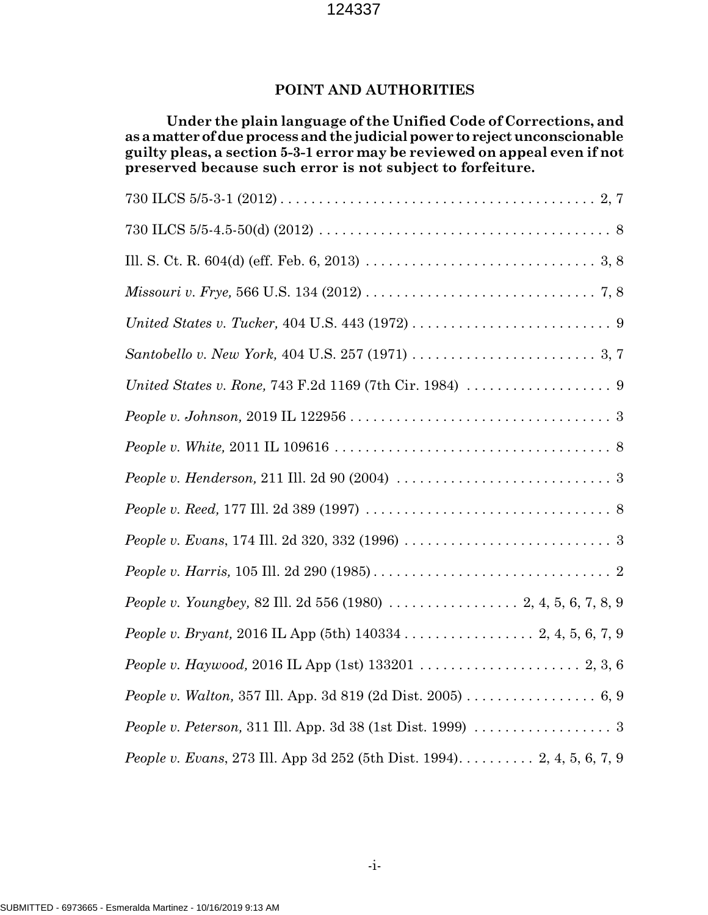## POINT AND AUTHORITIES

**Under the plain language of the Unified Code of Corrections, and as a matter of due process and the judicial power to reject unconscionable guilty pleas, a section 5-3-1 error may be reviewed on appeal even if not preserved because such error is not subject to forfeiture.**

730 ILCS 5/5-3-1 (2012) . . . . . . . . . . . . . . . . . . . . . . . . . . . . . . . . . . . . . . . . . . 2, 7

730 ILCS 5/5-4.5-50(d) (2012) . . . . . . . . . . . . . . . . . . . . . . . . . . . . . . . . . . . . . . 8

Ill. S. Ct. R. 604(d) (eff. Feb. 6, 2013) . . . . . . . . . . . . . . . . . . . . . . . . . . . . . . . 3, 8

*Missouri v. Frye,* 566 U.S. 134 (2012) . . . . . . . . . . . . . . . . . . . . . . . . . . . . . . 7, 8

*United States v. Tucker,* 404 U.S. 443 (1972) . . . . . . . . . . . . . . . . . . . . . . . . . . 9

*Santobello v. New York,* 404 U.S. 257 (1971) . . . . . . . . . . . . . . . . . . . . . . . . . 3, 7

*United States v. Rone,* 743 F.2d 1169 (7th Cir. 1984) . . . . . . . . . . . . . . . . . . . 9

*People v. Johnson,* 2019 IL 122956 . . . . . . . . . . . . . . . . . . . . . . . . . . . . . . . . . . 3

*People v. White,* 2011 IL 109616 . . . . . . . . . . . . . . . . . . . . . . . . . . . . . . . . . . . . 8

*People v. Henderson,* 211 Ill. 2d 90 (2004) . . . . . . . . . . . . . . . . . . . . . . . . . . . . 3

*People v. Reed,* 177 Ill. 2d 389 (1997) . . . . . . . . . . . . . . . . . . . . . . . . . . . . . . . . 8

*People v. Evans*, 174 Ill. 2d 320, 332 (1996) . . . . . . . . . . . . . . . . . . . . . . . . . . . 3

*People v. Harris,* 105 Ill. 2d 290 (1985) . . . . . . . . . . . . . . . . . . . . . . . . . . . . . . . 2

*People v. Youngbey,* 82 Ill. 2d 556 (1980) . . . . . . . . . . . . . . . . . 2, 4, 5, 6, 7, 8, 9

*People v. Bryant,* 2016 IL App (5th) 140334 . . . . . . . . . . . . . . . . . 2, 4, 5, 6, 7, 9

*People v. Haywood,* 2016 IL App (1st) 133201 . . . . . . . . . . . . . . . . . . . . . 2, 3, 6

*People v. Walton,* 357 Ill. App. 3d 819 (2d Dist. 2005) . . . . . . . . . . . . . . . . . 6, 9

*People v. Peterson,* 311 Ill. App. 3d 38 (1st Dist. 1999) . . . . . . . . . . . . . . . . . . 3

*People v. Evans*, 273 Ill. App 3d 252 (5th Dist. 1994). . . . . . . . . . 2, 4, 5, 6, 7, 9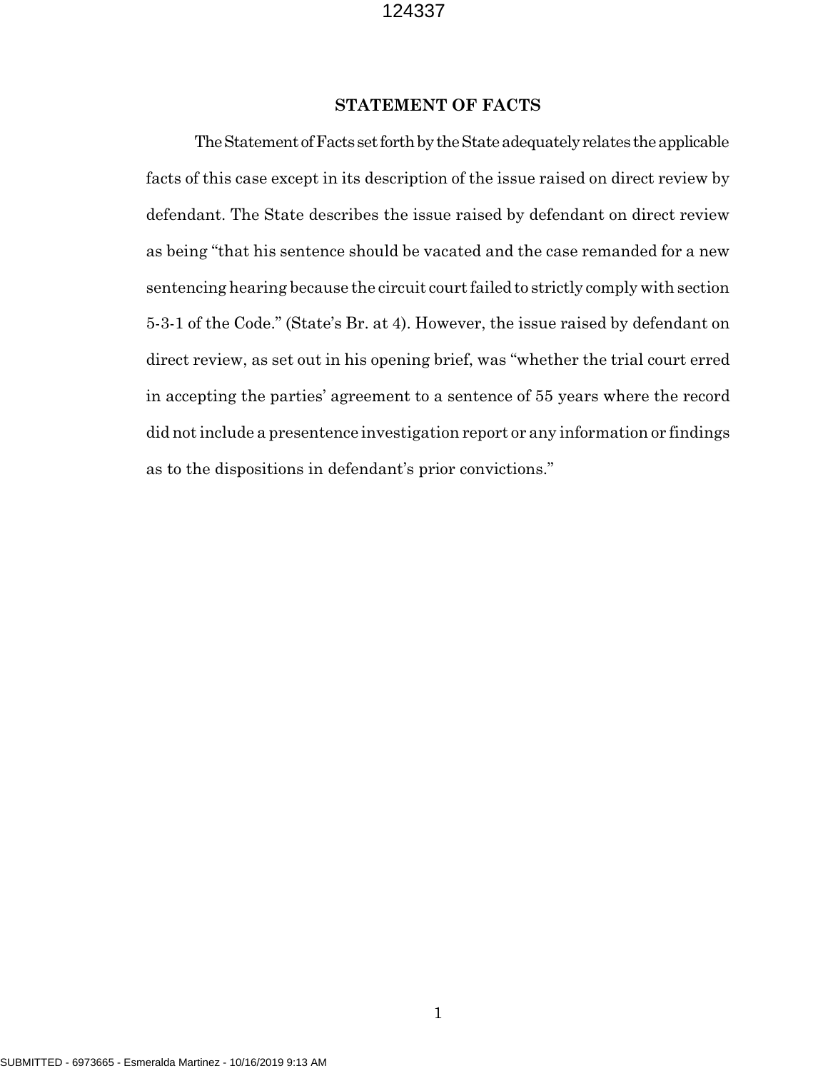## STATEMENT OF FACTS

The Statement of Facts set forth by the State adequately relates the applicable facts of this case except in its description of the issue raised on direct review by defendant. The State describes the issue raised by defendant on direct review as being "that his sentence should be vacated and the case remanded for a new sentencing hearing because the circuit court failed to strictly comply with section 5-3-1 of the Code." (State's Br. at 4). However, the issue raised by defendant on direct review, as set out in his opening brief, was "whether the trial court erred in accepting the parties' agreement to a sentence of 55 years where the record did not include a presentence investigation report or any information or findings as to the dispositions in defendant's prior convictions."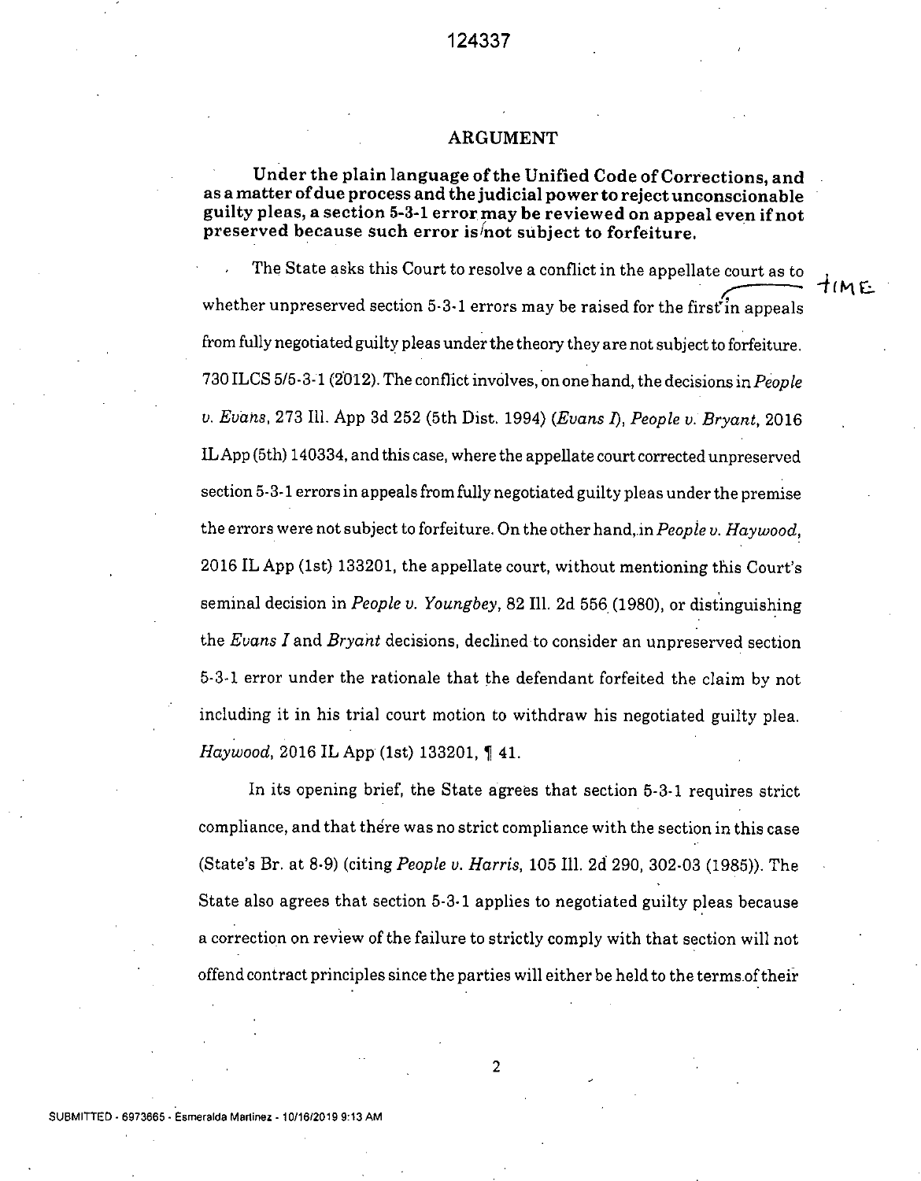## ARGUMENT

**Under the plain language of the Unified Code of Corrections, and as a matter of due process and the judicial power to reject unconscionable guilty pleas, a section 5-3-1 error may be reviewed on appeal even if not preserved because such error is not subject to forfeiture.**

The State asks this Court to resolve a conflict in the appellate court as to whether unpreserved section 5-3-1 errors may be raised for the first in appeals from fully negotiated guilty pleas under the theory they are not subject to forfeiture. 730 ILCS 5/5-3-1 (2012). The conflict involves, on one hand, the decisions in *People v. Evans*, 273 Ill. App 3d 252 (5th Dist. 1994) (*Evans I*), *People v. Bryant*, 2016 IL App (5th) 140334, and this case, where the appellate court corrected unpreserved section 5-3-1 errors in appeals from fully negotiated guilty pleas under the premise the errors were not subject to forfeiture. On the other hand, in *People v. Haywood*, 2016 IL App (1st) 133201, the appellate court, without mentioning this Court's seminal decision in *People v. Youngbey*, 82 Ill. 2d 556 (1980), or distinguishing the *Evans I* and *Bryant* decisions, declined to consider an unpreserved section 5-3-1 error under the rationale that the defendant forfeited the claim by not including it in his trial court motion to withdraw his negotiated guilty plea. *Haywood*, 2016 IL App (1st) 133201, ¶ 41.

In its opening brief, the State agrees that section 5-3-1 requires strict compliance, and that there was no strict compliance with the section in this case (State's Br. at 8-9) (citing *People v. Harris*, 105 Ill. 2d 290, 302-03 (1985)). The State also agrees that section 5-3-1 applies to negotiated guilty pleas because a correction on review of the failure to strictly comply with that section will not offend contract principles since the parties will either be held to the terms of their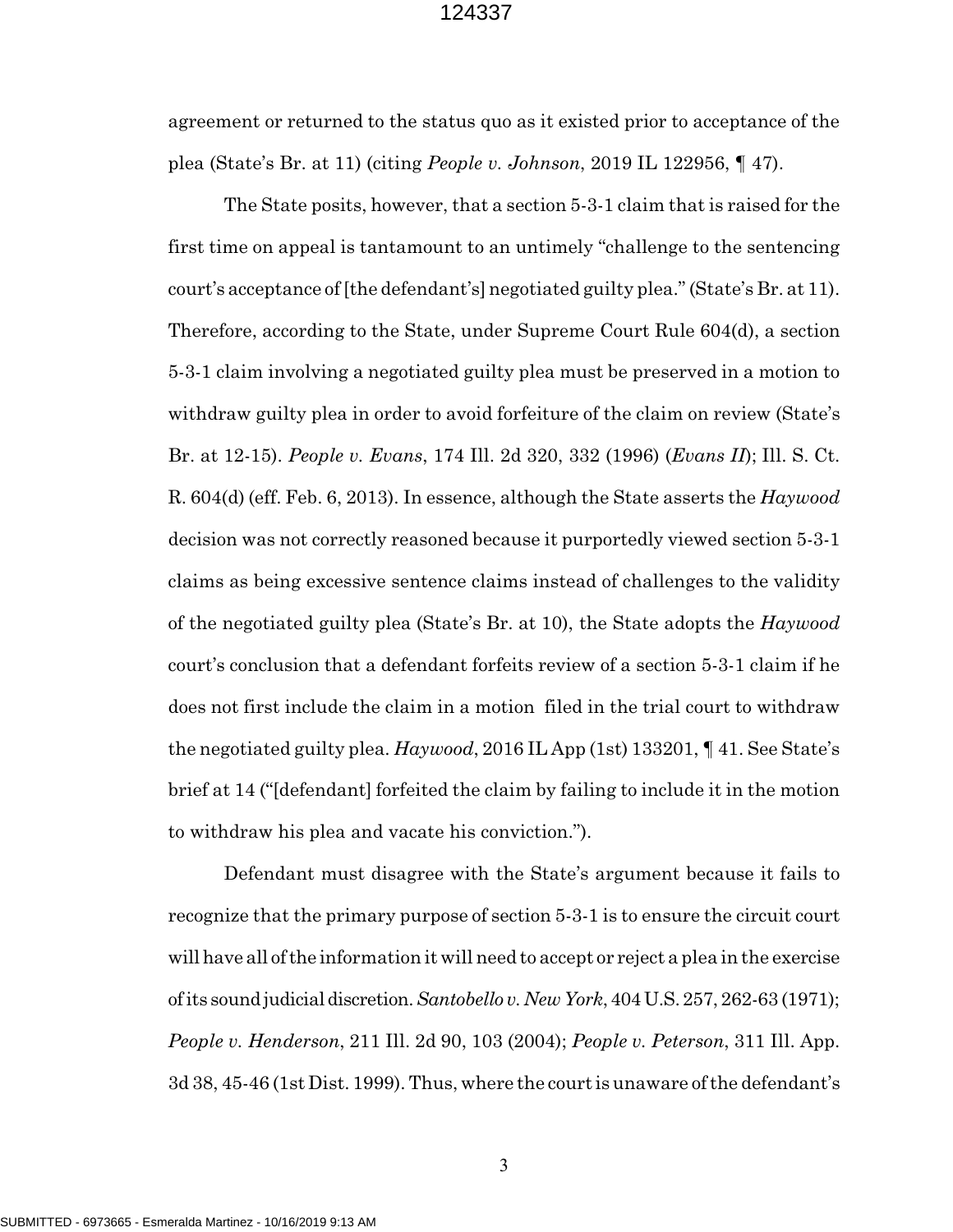agreement or returned to the status quo as it existed prior to acceptance of the plea (State's Br. at 11) (citing *People v. Johnson*, 2019 IL 122956, ¶ 47).

The State posits, however, that a section 5-3-1 claim that is raised for the first time on appeal is tantamount to an untimely "challenge to the sentencing court's acceptance of [the defendant's] negotiated guilty plea." (State's Br. at 11). Therefore, according to the State, under Supreme Court Rule 604(d), a section 5-3-1 claim involving a negotiated guilty plea must be preserved in a motion to withdraw guilty plea in order to avoid forfeiture of the claim on review (State's Br. at 12-15). *People v. Evans*, 174 Ill. 2d 320, 332 (1996) (*Evans II*); Ill. S. Ct. R. 604(d) (eff. Feb. 6, 2013). In essence, although the State asserts the *Haywood* decision was not correctly reasoned because it purportedly viewed section 5-3-1 claims as being excessive sentence claims instead of challenges to the validity of the negotiated guilty plea (State's Br. at 10), the State adopts the *Haywood* court's conclusion that a defendant forfeits review of a section 5-3-1 claim if he does not first include the claim in a motion filed in the trial court to withdraw the negotiated guilty plea. *Haywood*, 2016 IL App (1st) 133201, ¶ 41. See State's brief at 14 ("[defendant] forfeited the claim by failing to include it in the motion to withdraw his plea and vacate his conviction.").

Defendant must disagree with the State's argument because it fails to recognize that the primary purpose of section 5-3-1 is to ensure the circuit court will have all of the information it will need to accept or reject a plea in the exercise of its sound judicial discretion. *Santobello v. New York*, 404 U.S. 257, 262-63 (1971); *People v. Henderson*, 211 Ill. 2d 90, 103 (2004); *People v. Peterson*, 311 Ill. App. 3d 38, 45-46 (1st Dist. 1999). Thus, where the court is unaware of the defendant's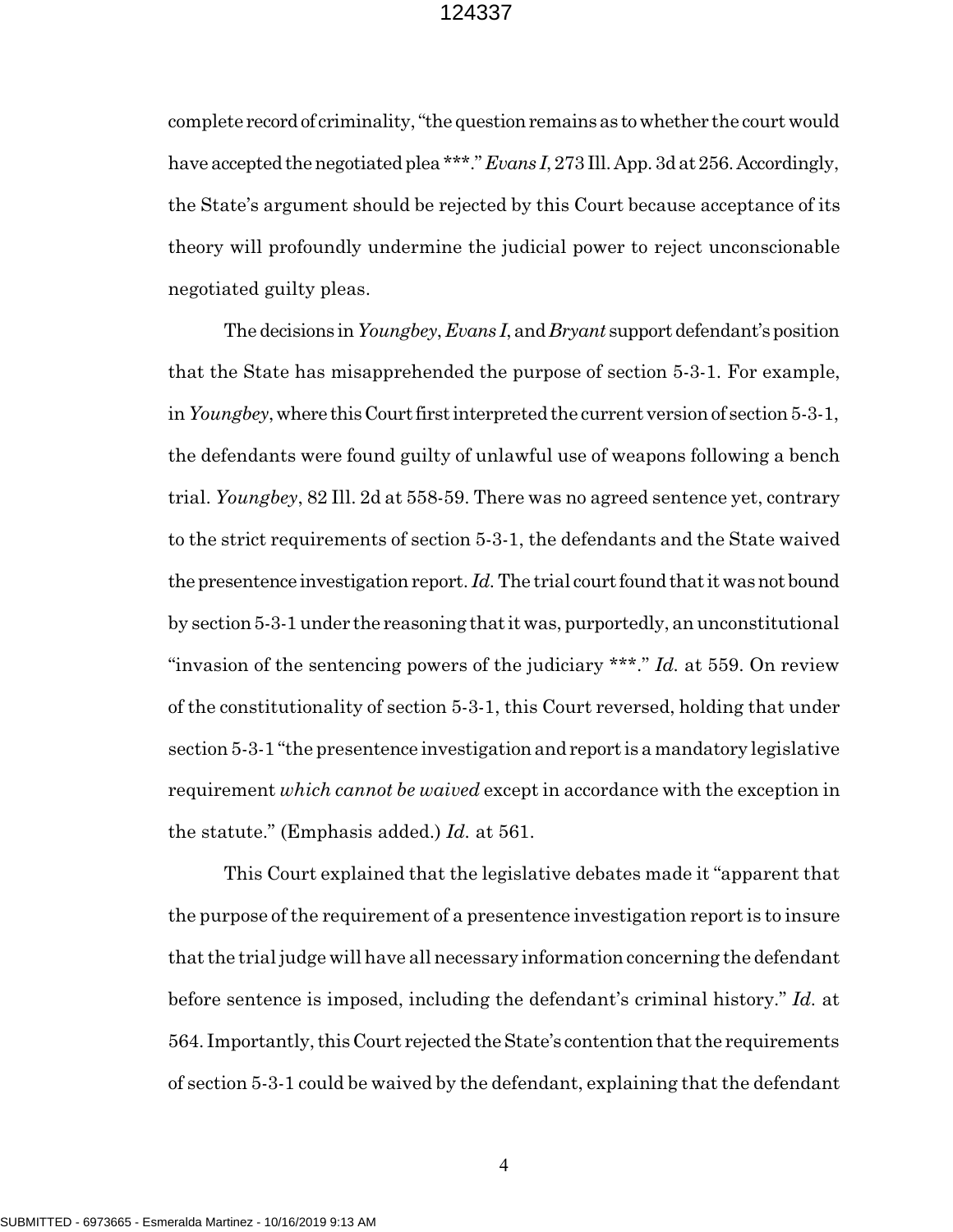complete record of criminality, "the question remains as to whether the court would have accepted the negotiated plea ***." *Evans I*, 273 Ill. App. 3d at 256. Accordingly, the State's argument should be rejected by this Court because acceptance of its theory will profoundly undermine the judicial power to reject unconscionable negotiated guilty pleas.

The decisions in *Youngbey*, *Evans I*, and *Bryant* support defendant's position that the State has misapprehended the purpose of section 5-3-1. For example, in *Youngbey*, where this Court first interpreted the current version of section 5-3-1, the defendants were found guilty of unlawful use of weapons following a bench trial. *Youngbey*, 82 Ill. 2d at 558-59. There was no agreed sentence yet, contrary to the strict requirements of section 5-3-1, the defendants and the State waived the presentence investigation report. *Id.* The trial court found that it was not bound by section 5-3-1 under the reasoning that it was, purportedly, an unconstitutional "invasion of the sentencing powers of the judiciary ***." *Id.* at 559. On review of the constitutionality of section 5-3-1, this Court reversed, holding that under section 5-3-1 "the presentence investigation and report is a mandatory legislative requirement *which cannot be waived* except in accordance with the exception in the statute." (Emphasis added.) *Id.* at 561.

This Court explained that the legislative debates made it "apparent that the purpose of the requirement of a presentence investigation report is to insure that the trial judge will have all necessary information concerning the defendant before sentence is imposed, including the defendant's criminal history." *Id.* at 564. Importantly, this Court rejected the State's contention that the requirements of section 5-3-1 could be waived by the defendant, explaining that the defendant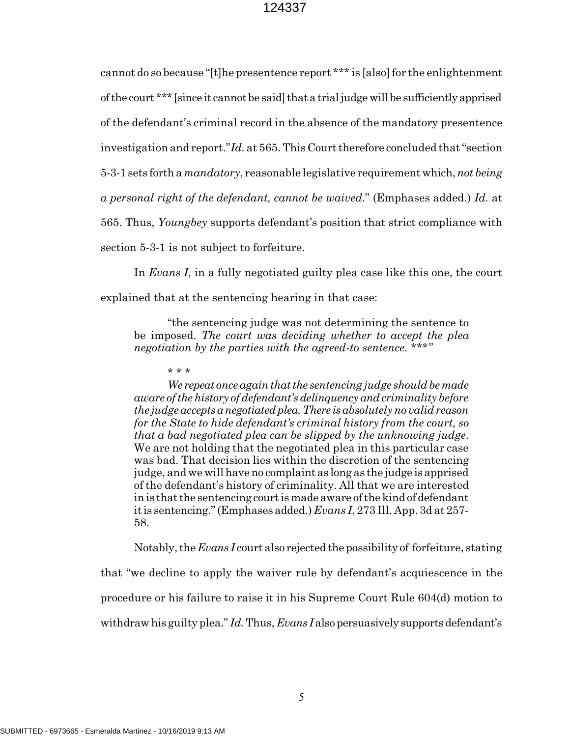cannot do so because "[t]he presentence report *** is [also] for the enlightenment of the court *** [since it cannot be said] that a trial judge will be sufficiently apprised of the defendant's criminal record in the absence of the mandatory presentence investigation and report." *Id.* at 565. This Court therefore concluded that "section 5-3-1 sets forth a *mandatory*, reasonable legislative requirement which, *not being a personal right of the defendant, cannot be waived*." (Emphases added.) *Id.* at 565. Thus, *Youngbey* supports defendant's position that strict compliance with section 5-3-1 is not subject to forfeiture.

In *Evans I*, in a fully negotiated guilty plea case like this one, the court explained that at the sentencing hearing in that case:

> "the sentencing judge was not determining the sentence to be imposed. *The court was deciding whether to accept the plea negotiation by the parties with the agreed-to sentence.* ***"
>
> * * *
>
> *We repeat once again that the sentencing judge should be made aware of the history of defendant's delinquency and criminality before the judge accepts a negotiated plea. There is absolutely no valid reason for the State to hide defendant's criminal history from the court, so that a bad negotiated plea can be slipped by the unknowing judge.* We are not holding that the negotiated plea in this particular case was bad. That decision lies within the discretion of the sentencing judge, and we will have no complaint as long as the judge is apprised of the defendant's history of criminality. All that we are interested in is that the sentencing court is made aware of the kind of defendant it is sentencing." (Emphases added.) *Evans I*, 273 Ill. App. 3d at 257-58.

Notably, the *Evans I* court also rejected the possibility of forfeiture, stating that "we decline to apply the waiver rule by defendant's acquiescence in the procedure or his failure to raise it in his Supreme Court Rule 604(d) motion to withdraw his guilty plea." *Id.* Thus, *Evans I* also persuasively supports defendant's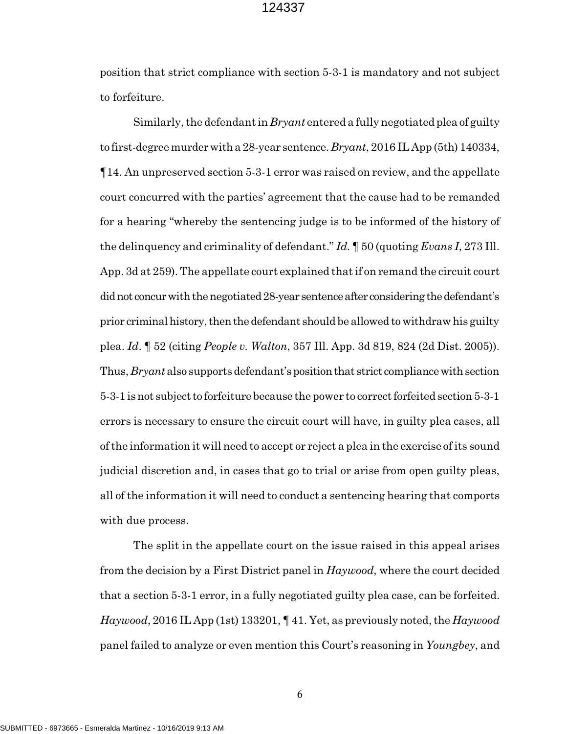position that strict compliance with section 5-3-1 is mandatory and not subject to forfeiture.

Similarly, the defendant in *Bryant* entered a fully negotiated plea of guilty to first-degree murder with a 28-year sentence. *Bryant*, 2016 IL App (5th) 140334, ¶14. An unpreserved section 5-3-1 error was raised on review, and the appellate court concurred with the parties' agreement that the cause had to be remanded for a hearing "whereby the sentencing judge is to be informed of the history of the delinquency and criminality of defendant." *Id.* ¶ 50 (quoting *Evans I*, 273 Ill. App. 3d at 259). The appellate court explained that if on remand the circuit court did not concur with the negotiated 28-year sentence after considering the defendant's prior criminal history, then the defendant should be allowed to withdraw his guilty plea. *Id*. ¶ 52 (citing *People v. Walton*, 357 Ill. App. 3d 819, 824 (2d Dist. 2005)). Thus, *Bryant* also supports defendant's position that strict compliance with section 5-3-1 is not subject to forfeiture because the power to correct forfeited section 5-3-1 errors is necessary to ensure the circuit court will have, in guilty plea cases, all of the information it will need to accept or reject a plea in the exercise of its sound judicial discretion and, in cases that go to trial or arise from open guilty pleas, all of the information it will need to conduct a sentencing hearing that comports with due process.

The split in the appellate court on the issue raised in this appeal arises from the decision by a First District panel in *Haywood,* where the court decided that a section 5-3-1 error, in a fully negotiated guilty plea case, can be forfeited. *Haywood*, 2016 IL App (1st) 133201, ¶ 41. Yet, as previously noted, the *Haywood* panel failed to analyze or even mention this Court's reasoning in *Youngbey*, and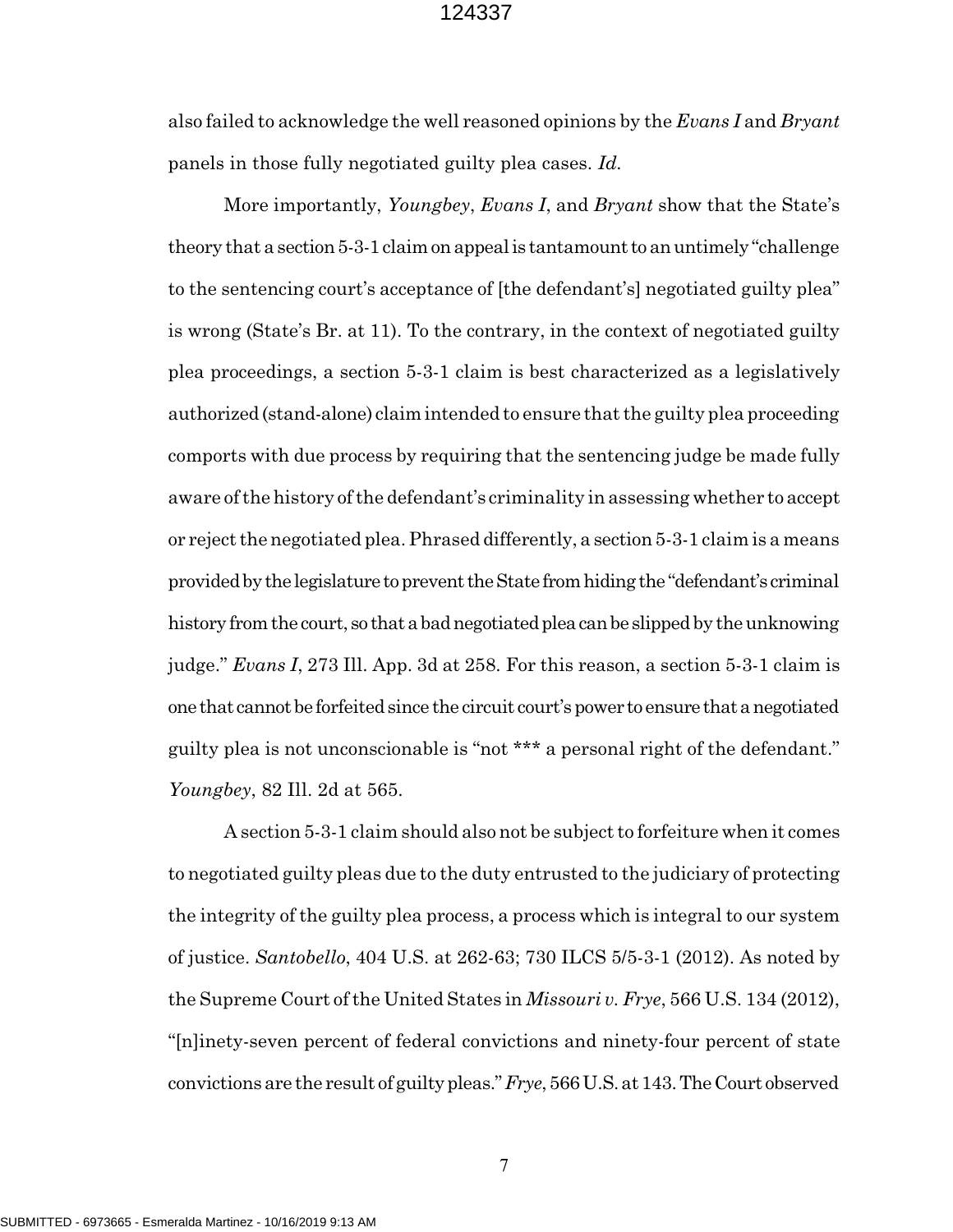also failed to acknowledge the well reasoned opinions by the *Evans I* and *Bryant* panels in those fully negotiated guilty plea cases. *Id.*

More importantly, *Youngbey*, *Evans I*, and *Bryant* show that the State's theory that a section 5-3-1 claim on appeal is tantamount to an untimely "challenge to the sentencing court's acceptance of [the defendant's] negotiated guilty plea" is wrong (State's Br. at 11). To the contrary, in the context of negotiated guilty plea proceedings, a section 5-3-1 claim is best characterized as a legislatively authorized (stand-alone) claim intended to ensure that the guilty plea proceeding comports with due process by requiring that the sentencing judge be made fully aware of the history of the defendant's criminality in assessing whether to accept or reject the negotiated plea. Phrased differently, a section 5-3-1 claim is a means provided by the legislature to prevent the State from hiding the "defendant's criminal history from the court, so that a bad negotiated plea can be slipped by the unknowing judge." *Evans I*, 273 Ill. App. 3d at 258. For this reason, a section 5-3-1 claim is one that cannot be forfeited since the circuit court's power to ensure that a negotiated guilty plea is not unconscionable is "not *** a personal right of the defendant." *Youngbey*, 82 Ill. 2d at 565.

A section 5-3-1 claim should also not be subject to forfeiture when it comes to negotiated guilty pleas due to the duty entrusted to the judiciary of protecting the integrity of the guilty plea process, a process which is integral to our system of justice. *Santobello*, 404 U.S. at 262-63; 730 ILCS 5/5-3-1 (2012). As noted by the Supreme Court of the United States in *Missouri v. Frye*, 566 U.S. 134 (2012), "[n]inety-seven percent of federal convictions and ninety-four percent of state convictions are the result of guilty pleas." *Frye*, 566 U.S. at 143. The Court observed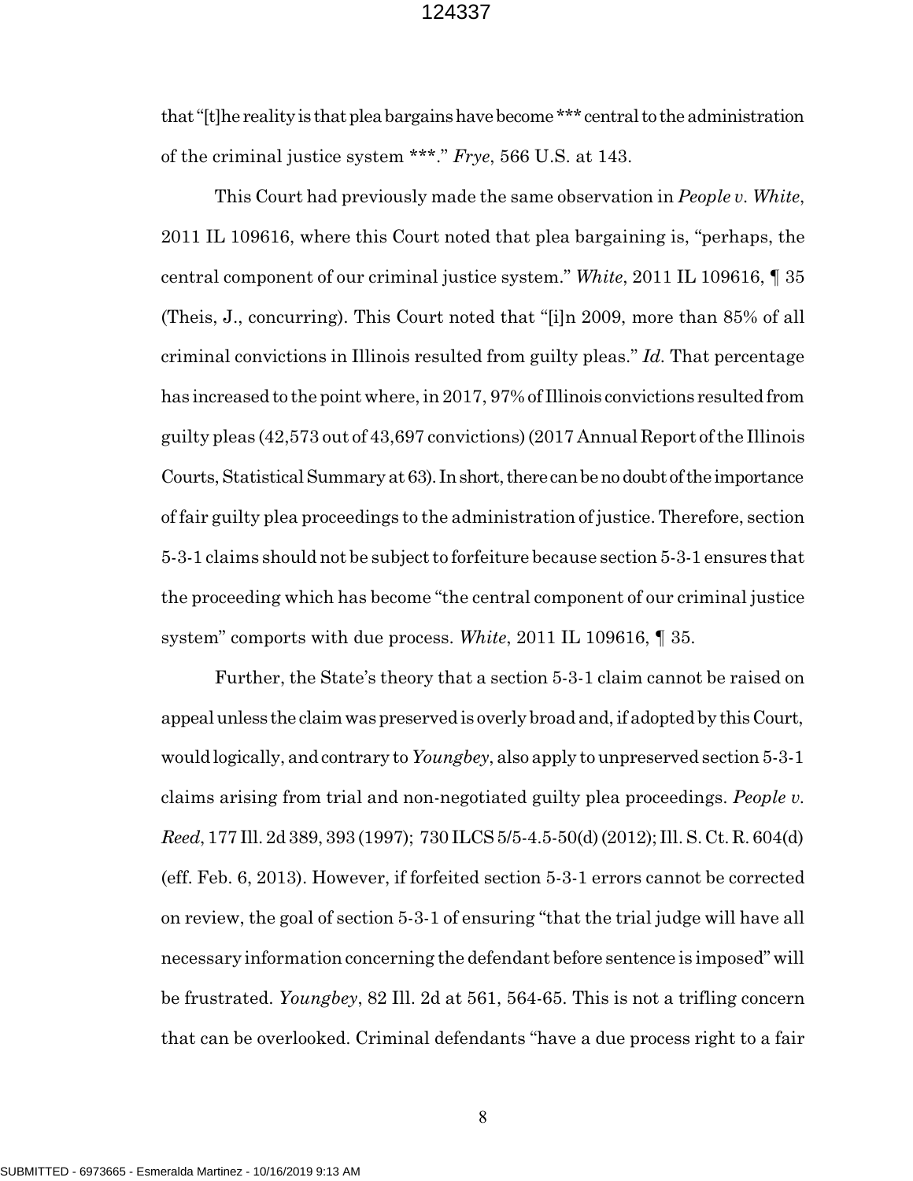that "[t]he reality is that plea bargains have become *** central to the administration of the criminal justice system ***." *Frye*, 566 U.S. at 143.

This Court had previously made the same observation in *People v. White*, 2011 IL 109616, where this Court noted that plea bargaining is, "perhaps, the central component of our criminal justice system." *White*, 2011 IL 109616, ¶ 35 (Theis, J., concurring). This Court noted that "[i]n 2009, more than 85% of all criminal convictions in Illinois resulted from guilty pleas." *Id.* That percentage has increased to the point where, in 2017, 97% of Illinois convictions resulted from guilty pleas (42,573 out of 43,697 convictions) (2017 Annual Report of the Illinois Courts, Statistical Summary at 63). In short, there can be no doubt of the importance of fair guilty plea proceedings to the administration of justice. Therefore, section 5-3-1 claims should not be subject to forfeiture because section 5-3-1 ensures that the proceeding which has become "the central component of our criminal justice system" comports with due process. *White*, 2011 IL 109616, ¶ 35.

Further, the State's theory that a section 5-3-1 claim cannot be raised on appeal unless the claim was preserved is overly broad and, if adopted by this Court, would logically, and contrary to *Youngbey*, also apply to unpreserved section 5-3-1 claims arising from trial and non-negotiated guilty plea proceedings. *People v. Reed*, 177 Ill. 2d 389, 393 (1997); 730 ILCS 5/5-4.5-50(d) (2012); Ill. S. Ct. R. 604(d) (eff. Feb. 6, 2013). However, if forfeited section 5-3-1 errors cannot be corrected on review, the goal of section 5-3-1 of ensuring "that the trial judge will have all necessary information concerning the defendant before sentence is imposed" will be frustrated. *Youngbey*, 82 Ill. 2d at 561, 564-65. This is not a trifling concern that can be overlooked. Criminal defendants "have a due process right to a fair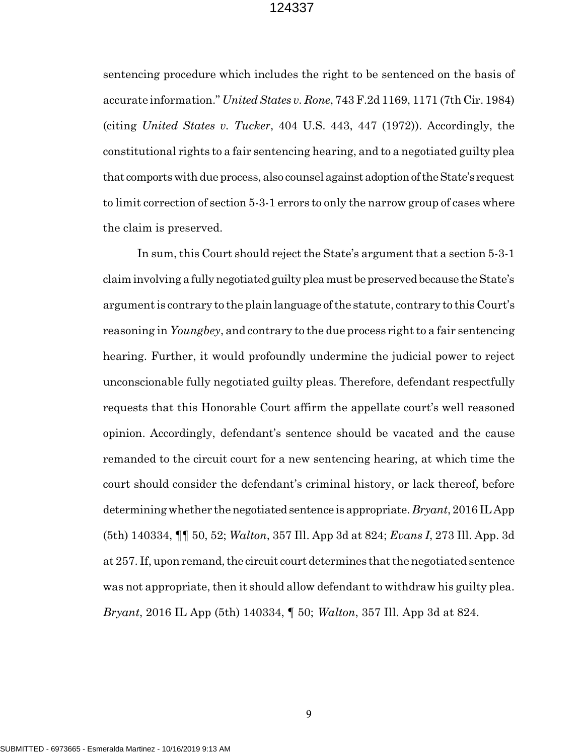sentencing procedure which includes the right to be sentenced on the basis of accurate information." *United States v. Rone*, 743 F.2d 1169, 1171 (7th Cir. 1984) (citing *United States v. Tucker*, 404 U.S. 443, 447 (1972)). Accordingly, the constitutional rights to a fair sentencing hearing, and to a negotiated guilty plea that comports with due process, also counsel against adoption of the State's request to limit correction of section 5-3-1 errors to only the narrow group of cases where the claim is preserved.

In sum, this Court should reject the State's argument that a section 5-3-1 claim involving a fully negotiated guilty plea must be preserved because the State's argument is contrary to the plain language of the statute, contrary to this Court's reasoning in *Youngbey*, and contrary to the due process right to a fair sentencing hearing. Further, it would profoundly undermine the judicial power to reject unconscionable fully negotiated guilty pleas. Therefore, defendant respectfully requests that this Honorable Court affirm the appellate court's well reasoned opinion. Accordingly, defendant's sentence should be vacated and the cause remanded to the circuit court for a new sentencing hearing, at which time the court should consider the defendant's criminal history, or lack thereof, before determining whether the negotiated sentence is appropriate. *Bryant*, 2016 IL App (5th) 140334, ¶¶ 50, 52; *Walton*, 357 Ill. App 3d at 824; *Evans I*, 273 Ill. App. 3d at 257. If, upon remand, the circuit court determines that the negotiated sentence was not appropriate, then it should allow defendant to withdraw his guilty plea. *Bryant*, 2016 IL App (5th) 140334, ¶ 50; *Walton*, 357 Ill. App 3d at 824.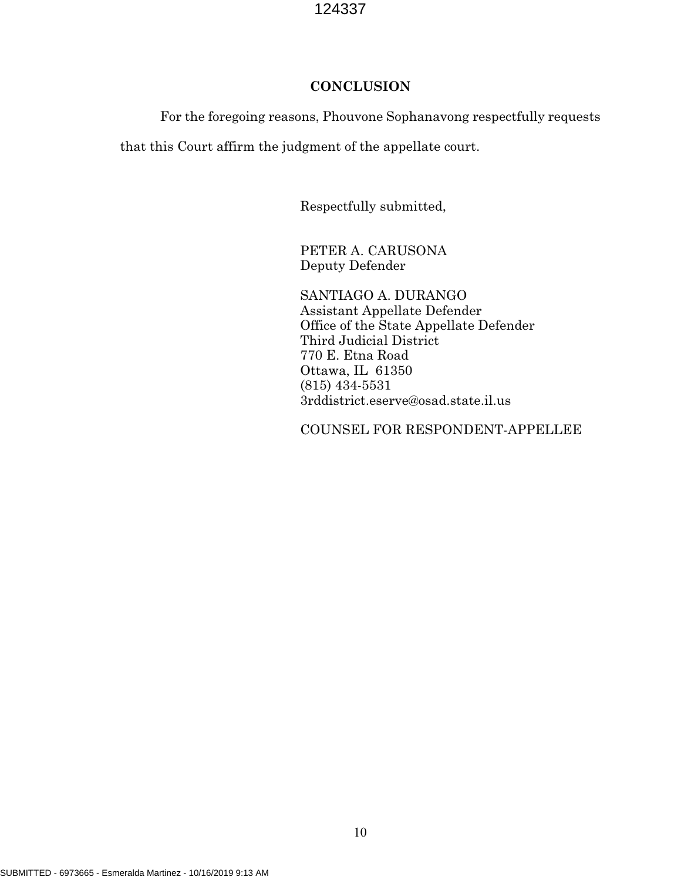## CONCLUSION

For the foregoing reasons, Phouvone Sophanavong respectfully requests that this Court affirm the judgment of the appellate court.

Respectfully submitted,

PETER A. CARUSONA
Deputy Defender

SANTIAGO A. DURANGO
Assistant Appellate Defender
Office of the State Appellate Defender
Third Judicial District
770 E. Etna Road
Ottawa, IL 61350
(815) 434-5531
3rddistrict.eserve@osad.state.il.us

COUNSEL FOR RESPONDENT-APPELLEE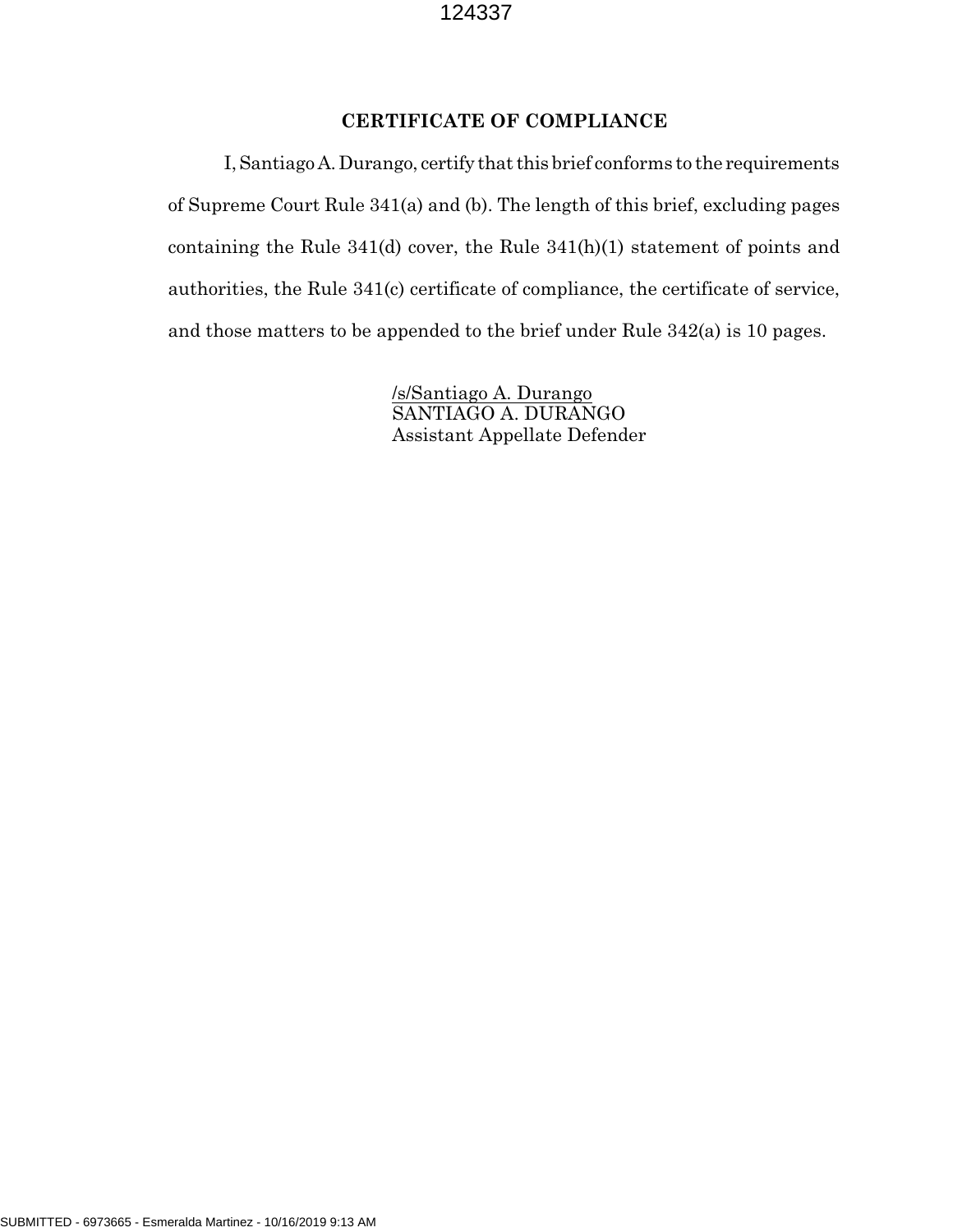## CERTIFICATE OF COMPLIANCE

I, Santiago A. Durango, certify that this brief conforms to the requirements of Supreme Court Rule 341(a) and (b). The length of this brief, excluding pages containing the Rule 341(d) cover, the Rule 341(h)(1) statement of points and authorities, the Rule 341(c) certificate of compliance, the certificate of service, and those matters to be appended to the brief under Rule 342(a) is 10 pages.

/s/Santiago A. Durango  
SANTIAGO A. DURANGO  
Assistant Appellate Defender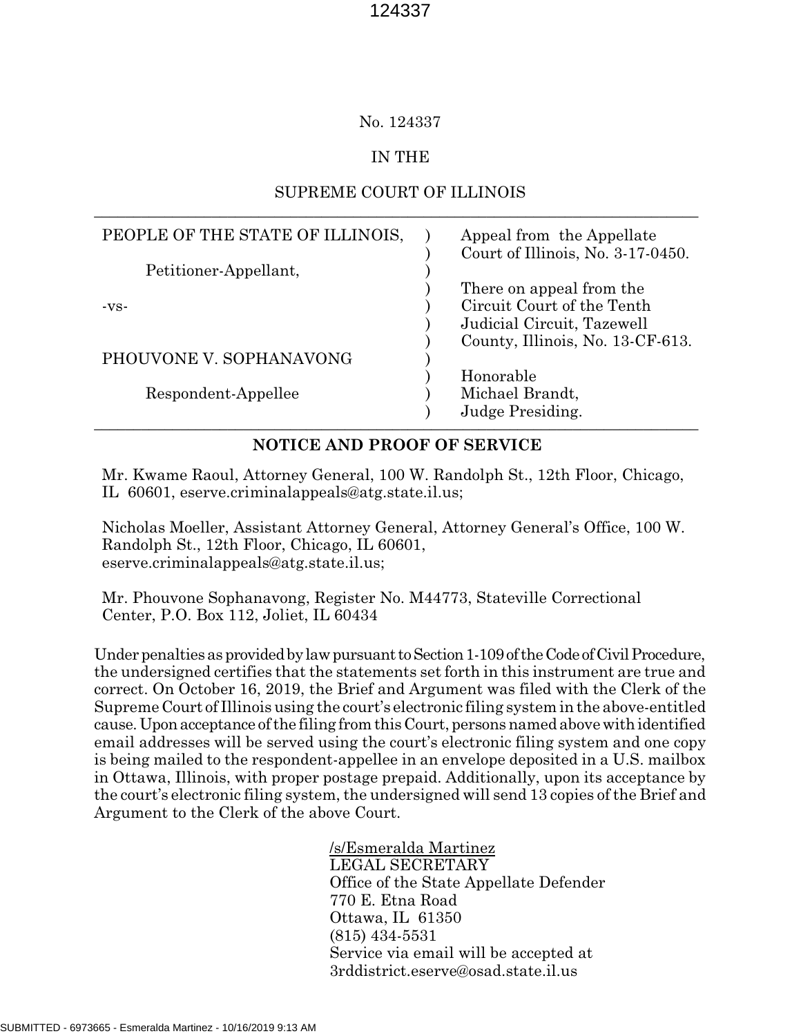No. 124337

IN THE

SUPREME COURT OF ILLINOIS

| | | |
|---|---|---|
| PEOPLE OF THE STATE OF ILLINOIS, | ) | Appeal from the Appellate |
| | ) | Court of Illinois, No. 3-17-0450. |
| Petitioner-Appellant, | ) | |
| | ) | There on appeal from the |
| -vs- | ) | Circuit Court of the Tenth |
| | ) | Judicial Circuit, Tazewell |
| | ) | County, Illinois, No. 13-CF-613. |
| PHOUVONE V. SOPHANAVONG | ) | |
| | ) | Honorable |
| Respondent-Appellee | ) | Michael Brandt, |
| | ) | Judge Presiding. |

**NOTICE AND PROOF OF SERVICE**

Mr. Kwame Raoul, Attorney General, 100 W. Randolph St., 12th Floor, Chicago, IL 60601, eserve.criminalappeals@atg.state.il.us;

Nicholas Moeller, Assistant Attorney General, Attorney General's Office, 100 W. Randolph St., 12th Floor, Chicago, IL 60601, eserve.criminalappeals@atg.state.il.us;

Mr. Phouvone Sophanavong, Register No. M44773, Stateville Correctional Center, P.O. Box 112, Joliet, IL 60434

Under penalties as provided by law pursuant to Section 1-109 of the Code of Civil Procedure, the undersigned certifies that the statements set forth in this instrument are true and correct. On October 16, 2019, the Brief and Argument was filed with the Clerk of the Supreme Court of Illinois using the court's electronic filing system in the above-entitled cause. Upon acceptance of the filing from this Court, persons named above with identified email addresses will be served using the court's electronic filing system and one copy is being mailed to the respondent-appellee in an envelope deposited in a U.S. mailbox in Ottawa, Illinois, with proper postage prepaid. Additionally, upon its acceptance by the court's electronic filing system, the undersigned will send 13 copies of the Brief and Argument to the Clerk of the above Court.

/s/Esmeralda Martinez
LEGAL SECRETARY
Office of the State Appellate Defender
770 E. Etna Road
Ottawa, IL 61350
(815) 434-5531
Service via email will be accepted at
3rddistrict.eserve@osad.state.il.us

SUBMITTED - 6973665 - Esmeralda Martinez - 10/16/2019 9:13 AM